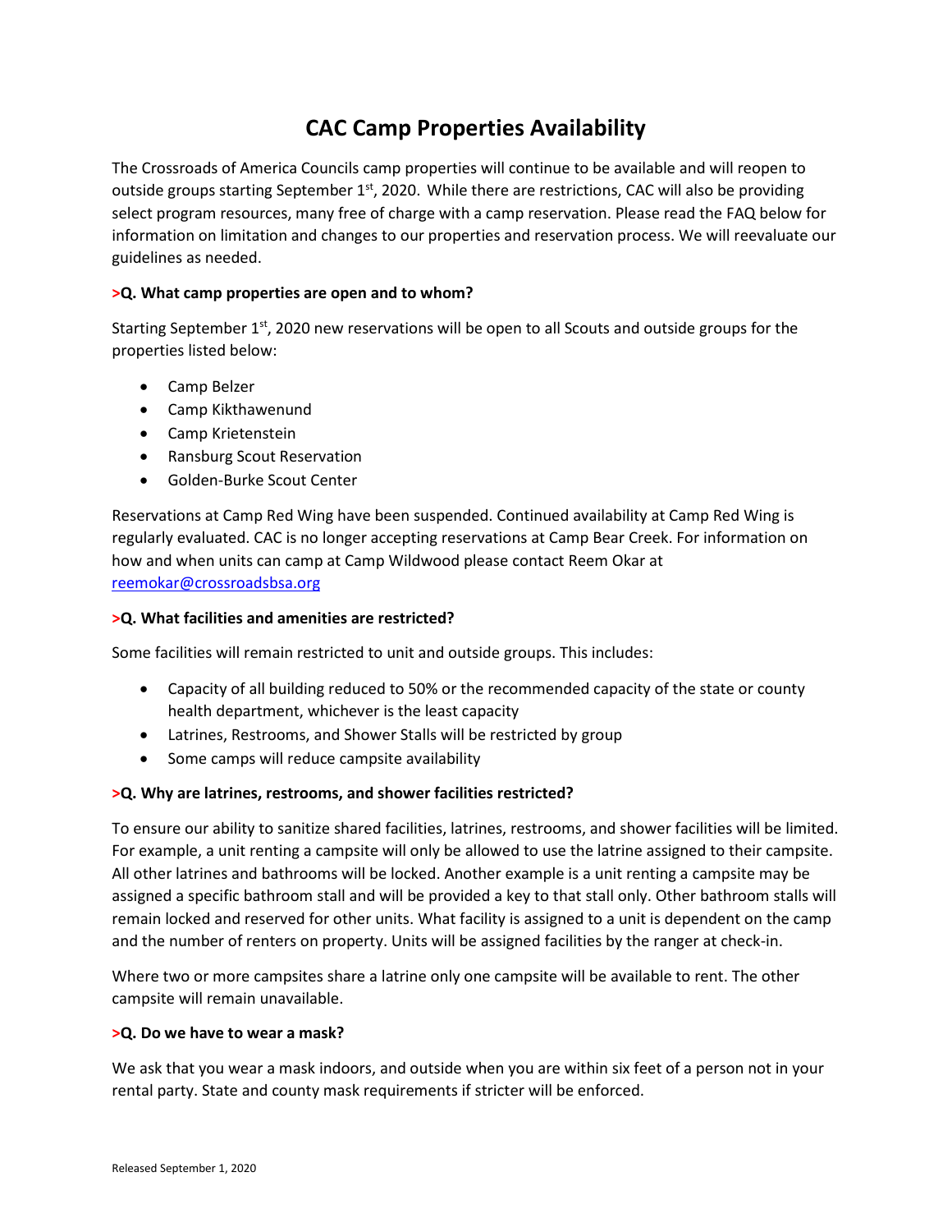# CAC Camp Properties Availability

The Crossroads of America Councils camp properties will continue to be available and will reopen to outside groups starting September 1st, 2020. While there are restrictions, CAC will also be providing select program resources, many free of charge with a camp reservation. Please read the FAQ below for information on limitation and changes to our properties and reservation process. We will reevaluate our guidelines as needed.

### >Q. What camp properties are open and to whom?

Starting September 1st, 2020 new reservations will be open to all Scouts and outside groups for the properties listed below:

- Camp Belzer
- Camp Kikthawenund
- Camp Krietenstein
- Ransburg Scout Reservation
- Golden-Burke Scout Center

Reservations at Camp Red Wing have been suspended. Continued availability at Camp Red Wing is regularly evaluated. CAC is no longer accepting reservations at Camp Bear Creek. For information on how and when units can camp at Camp Wildwood please contact Reem Okar at [reemokar@crossroadsbsa.org](mailto:reemokar@crossroadsbsa.org)

### >Q. What facilities and amenities are restricted?

Some facilities will remain restricted to unit and outside groups. This includes:

- Capacity of all building reduced to 50% or the recommended capacity of the state or county health department, whichever is the least capacity
- Latrines, Restrooms, and Shower Stalls will be restricted by group
- Some camps will reduce campsite availability

### >Q. Why are latrines, restrooms, and shower facilities restricted?

To ensure our ability to sanitize shared facilities, latrines, restrooms, and shower facilities will be limited. For example, a unit renting a campsite will only be allowed to use the latrine assigned to their campsite. All other latrines and bathrooms will be locked. Another example is a unit renting a campsite may be assigned a specific bathroom stall and will be provided a key to that stall only. Other bathroom stalls will remain locked and reserved for other units. What facility is assigned to a unit is dependent on the camp and the number of renters on property. Units will be assigned facilities by the ranger at check-in.

Where two or more campsites share a latrine only one campsite will be available to rent. The other campsite will remain unavailable.

### >Q. Do we have to wear a mask?

We ask that you wear a mask indoors, and outside when you are within six feet of a person not in your rental party. State and county mask requirements if stricter will be enforced.

Released September 1, 2020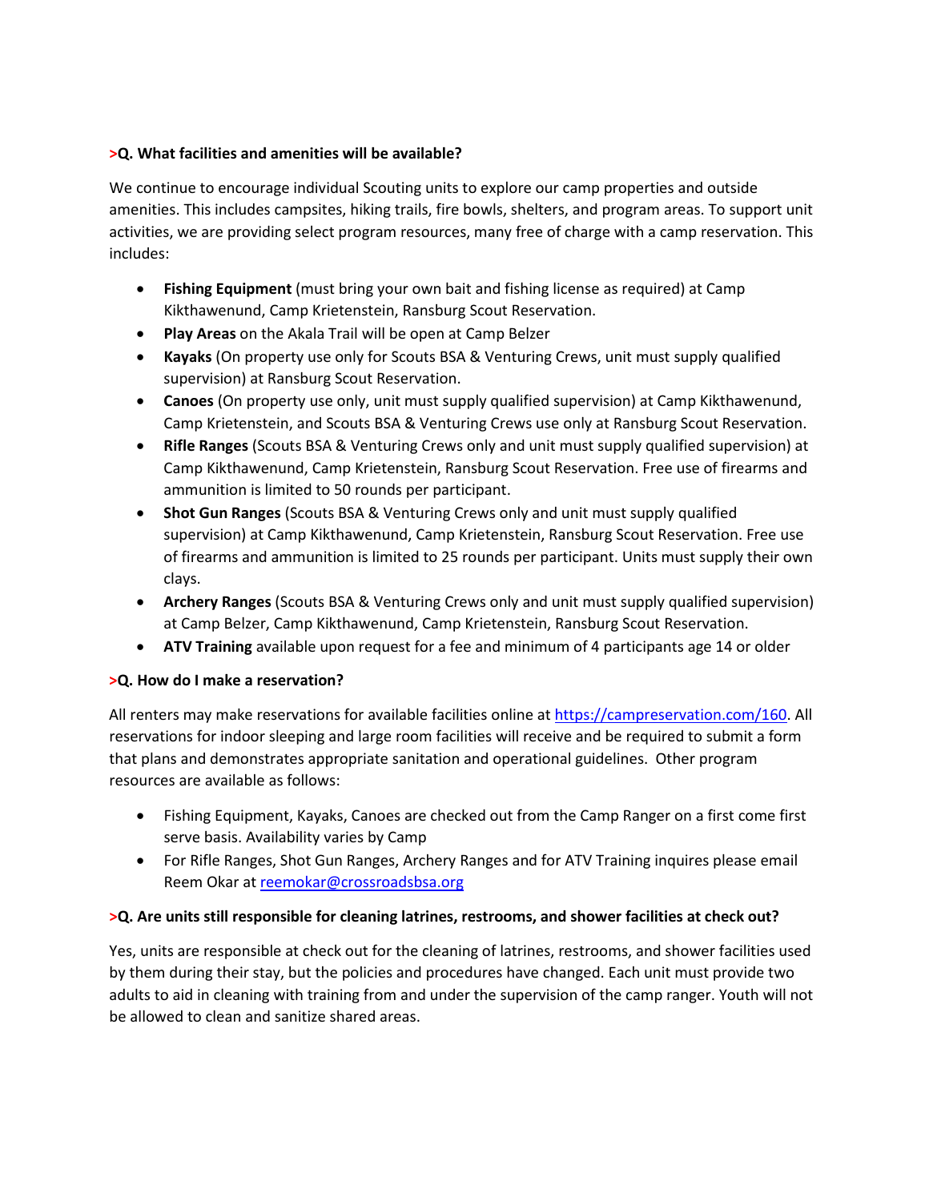**>Q. What facilities and amenities will be available?**

We continue to encourage individual Scouting units to explore our camp properties and outside amenities. This includes campsites, hiking trails, fire bowls, shelters, and program areas. To support unit activities, we are providing select program resources, many free of charge with a camp reservation. This includes:

- **Fishing Equipment** (must bring your own bait and fishing license as required) at Camp Kikthawenund, Camp Krietenstein, Ransburg Scout Reservation.
- **Play Areas** on the Akala Trail will be open at Camp Belzer
- **Kayaks** (On property use only for Scouts BSA & Venturing Crews, unit must supply qualified supervision) at Ransburg Scout Reservation.
- **Canoes** (On property use only, unit must supply qualified supervision) at Camp Kikthawenund, Camp Krietenstein, and Scouts BSA & Venturing Crews use only at Ransburg Scout Reservation.
- **Rifle Ranges** (Scouts BSA & Venturing Crews only and unit must supply qualified supervision) at Camp Kikthawenund, Camp Krietenstein, Ransburg Scout Reservation. Free use of firearms and ammunition is limited to 50 rounds per participant.
- **Shot Gun Ranges** (Scouts BSA & Venturing Crews only and unit must supply qualified supervision) at Camp Kikthawenund, Camp Krietenstein, Ransburg Scout Reservation. Free use of firearms and ammunition is limited to 25 rounds per participant. Units must supply their own clays.
- **Archery Ranges** (Scouts BSA & Venturing Crews only and unit must supply qualified supervision) at Camp Belzer, Camp Kikthawenund, Camp Krietenstein, Ransburg Scout Reservation.
- **ATV Training** available upon request for a fee and minimum of 4 participants age 14 or older

**>Q. How do I make a reservation?**

All renters may make reservations for available facilities online at https://campreservation.com/160. All reservations for indoor sleeping and large room facilities will receive and be required to submit a form that plans and demonstrates appropriate sanitation and operational guidelines. Other program resources are available as follows:

- Fishing Equipment, Kayaks, Canoes are checked out from the Camp Ranger on a first come first serve basis. Availability varies by Camp
- For Rifle Ranges, Shot Gun Ranges, Archery Ranges and for ATV Training inquires please email Reem Okar at reemokar@crossroadsbsa.org

**>Q. Are units still responsible for cleaning latrines, restrooms, and shower facilities at check out?**

Yes, units are responsible at check out for the cleaning of latrines, restrooms, and shower facilities used by them during their stay, but the policies and procedures have changed. Each unit must provide two adults to aid in cleaning with training from and under the supervision of the camp ranger. Youth will not be allowed to clean and sanitize shared areas.